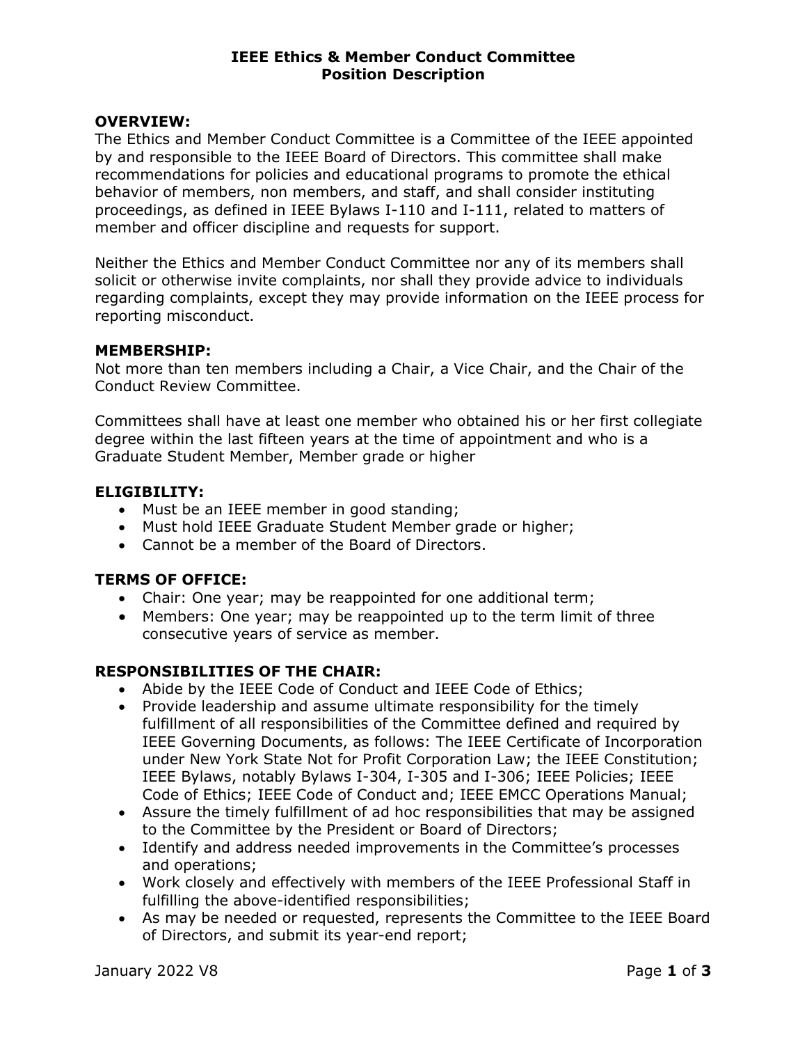# IEEE Ethics & Member Conduct Committee
# Position Description

## OVERVIEW:

The Ethics and Member Conduct Committee is a Committee of the IEEE appointed by and responsible to the IEEE Board of Directors. This committee shall make recommendations for policies and educational programs to promote the ethical behavior of members, non members, and staff, and shall consider instituting proceedings, as defined in IEEE Bylaws I-110 and I-111, related to matters of member and officer discipline and requests for support.

Neither the Ethics and Member Conduct Committee nor any of its members shall solicit or otherwise invite complaints, nor shall they provide advice to individuals regarding complaints, except they may provide information on the IEEE process for reporting misconduct.

## MEMBERSHIP:

Not more than ten members including a Chair, a Vice Chair, and the Chair of the Conduct Review Committee.

Committees shall have at least one member who obtained his or her first collegiate degree within the last fifteen years at the time of appointment and who is a Graduate Student Member, Member grade or higher

## ELIGIBILITY:

- Must be an IEEE member in good standing;
- Must hold IEEE Graduate Student Member grade or higher;
- Cannot be a member of the Board of Directors.

## TERMS OF OFFICE:

- Chair: One year; may be reappointed for one additional term;
- Members: One year; may be reappointed up to the term limit of three consecutive years of service as member.

## RESPONSIBILITIES OF THE CHAIR:

- Abide by the IEEE Code of Conduct and IEEE Code of Ethics;
- Provide leadership and assume ultimate responsibility for the timely fulfillment of all responsibilities of the Committee defined and required by IEEE Governing Documents, as follows: The IEEE Certificate of Incorporation under New York State Not for Profit Corporation Law; the IEEE Constitution; IEEE Bylaws, notably Bylaws I-304, I-305 and I-306; IEEE Policies; IEEE Code of Ethics; IEEE Code of Conduct and; IEEE EMCC Operations Manual;
- Assure the timely fulfillment of ad hoc responsibilities that may be assigned to the Committee by the President or Board of Directors;
- Identify and address needed improvements in the Committee's processes and operations;
- Work closely and effectively with members of the IEEE Professional Staff in fulfilling the above-identified responsibilities;
- As may be needed or requested, represents the Committee to the IEEE Board of Directors, and submit its year-end report;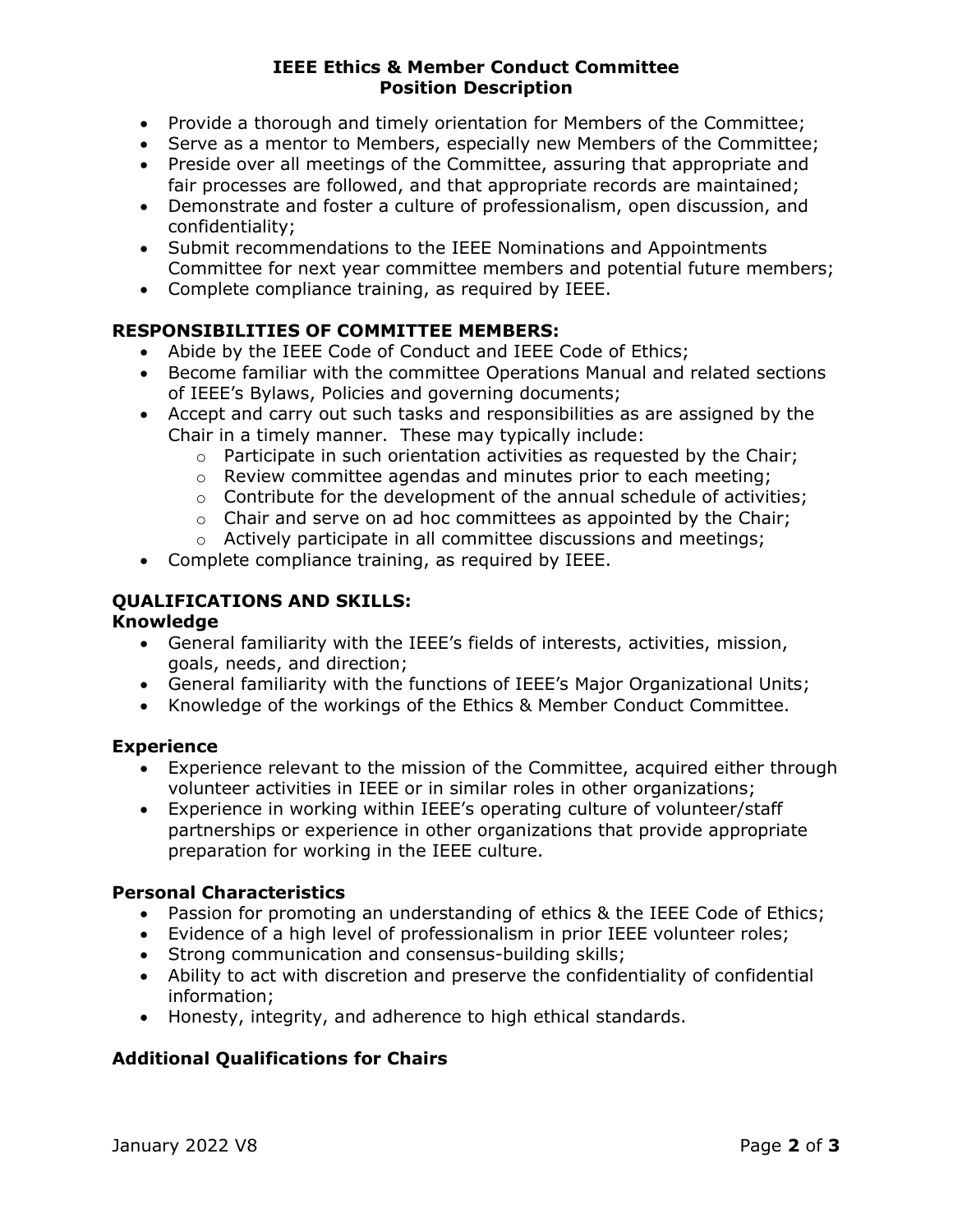- Provide a thorough and timely orientation for Members of the Committee;
- Serve as a mentor to Members, especially new Members of the Committee;
- Preside over all meetings of the Committee, assuring that appropriate and fair processes are followed, and that appropriate records are maintained;
- Demonstrate and foster a culture of professionalism, open discussion, and confidentiality;
- Submit recommendations to the IEEE Nominations and Appointments Committee for next year committee members and potential future members;
- Complete compliance training, as required by IEEE.

## RESPONSIBILITIES OF COMMITTEE MEMBERS:

- Abide by the IEEE Code of Conduct and IEEE Code of Ethics;
- Become familiar with the committee Operations Manual and related sections of IEEE's Bylaws, Policies and governing documents;
- Accept and carry out such tasks and responsibilities as are assigned by the Chair in a timely manner. These may typically include:
  - Participate in such orientation activities as requested by the Chair;
  - Review committee agendas and minutes prior to each meeting;
  - Contribute for the development of the annual schedule of activities;
  - Chair and serve on ad hoc committees as appointed by the Chair;
  - Actively participate in all committee discussions and meetings;
- Complete compliance training, as required by IEEE.

## QUALIFICATIONS AND SKILLS:

### Knowledge

- General familiarity with the IEEE's fields of interests, activities, mission, goals, needs, and direction;
- General familiarity with the functions of IEEE's Major Organizational Units;
- Knowledge of the workings of the Ethics & Member Conduct Committee.

### Experience

- Experience relevant to the mission of the Committee, acquired either through volunteer activities in IEEE or in similar roles in other organizations;
- Experience in working within IEEE's operating culture of volunteer/staff partnerships or experience in other organizations that provide appropriate preparation for working in the IEEE culture.

### Personal Characteristics

- Passion for promoting an understanding of ethics & the IEEE Code of Ethics;
- Evidence of a high level of professionalism in prior IEEE volunteer roles;
- Strong communication and consensus-building skills;
- Ability to act with discretion and preserve the confidentiality of confidential information;
- Honesty, integrity, and adherence to high ethical standards.

### Additional Qualifications for Chairs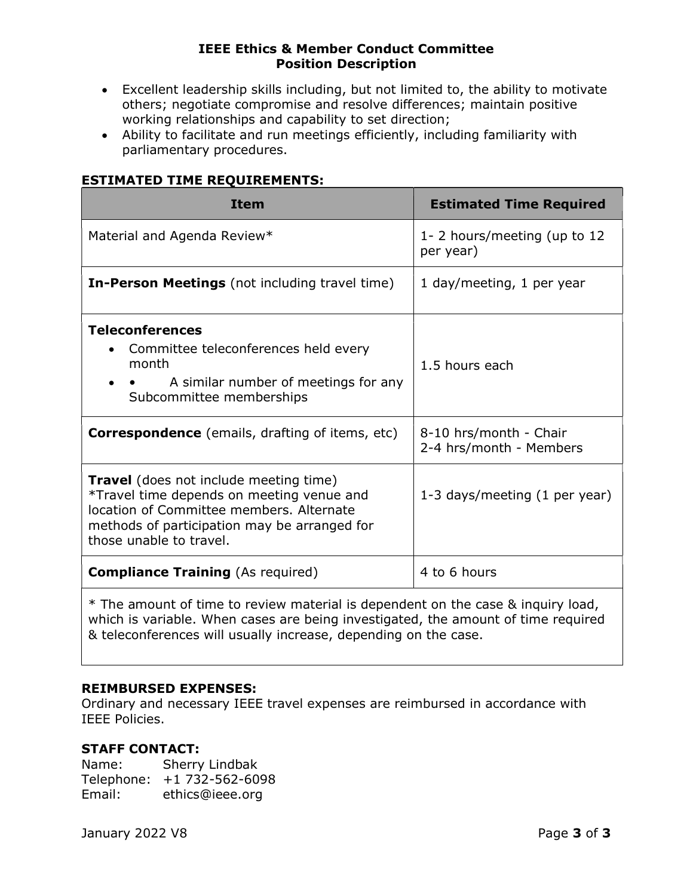- Excellent leadership skills including, but not limited to, the ability to motivate others; negotiate compromise and resolve differences; maintain positive working relationships and capability to set direction;
- Ability to facilitate and run meetings efficiently, including familiarity with parliamentary procedures.

## ESTIMATED TIME REQUIREMENTS:

| Item | Estimated Time Required |
|---|---|
| Material and Agenda Review* | 1- 2 hours/meeting (up to 12 per year) |
| **In-Person Meetings** (not including travel time) | 1 day/meeting, 1 per year |
| **Teleconferences**<br>• Committee teleconferences held every month<br>• • A similar number of meetings for any Subcommittee memberships | 1.5 hours each |
| **Correspondence** (emails, drafting of items, etc) | 8-10 hrs/month - Chair<br>2-4 hrs/month - Members |
| **Travel** (does not include meeting time)<br>*Travel time depends on meeting venue and location of Committee members. Alternate methods of participation may be arranged for those unable to travel. | 1-3 days/meeting (1 per year) |
| **Compliance Training** (As required) | 4 to 6 hours |

* The amount of time to review material is dependent on the case & inquiry load, which is variable. When cases are being investigated, the amount of time required & teleconferences will usually increase, depending on the case.

## REIMBURSED EXPENSES:

Ordinary and necessary IEEE travel expenses are reimbursed in accordance with IEEE Policies.

## STAFF CONTACT:

Name: Sherry Lindbak
Telephone: +1 732-562-6098
Email: ethics@ieee.org

January 2022 V8